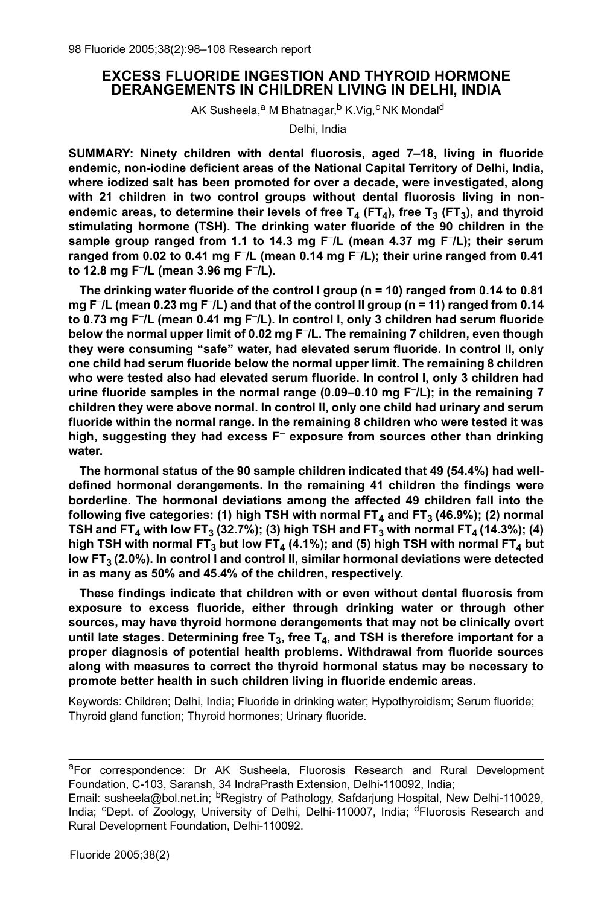# EXCESS FLUORIDE INGESTION AND THYROID HORMONE DERANGEMENTS IN CHILDREN LIVING IN DELHI, INDIA

AK Susheela,[a] M Bhatnagar,[b] K.Vig,[c] NK Mondal[d]

Delhi, India

**SUMMARY: Ninety children with dental fluorosis, aged 7–18, living in fluoride endemic, non-iodine deficient areas of the National Capital Territory of Delhi, India, where iodized salt has been promoted for over a decade, were investigated, along with 21 children in two control groups without dental fluorosis living in non-endemic areas, to determine their levels of free $T_4$ ($FT_4$), free $T_3$ ($FT_3$), and thyroid stimulating hormone (TSH). The drinking water fluoride of the 90 children in the sample group ranged from 1.1 to 14.3 mg $F^–$/L (mean 4.37 mg $F^–$/L); their serum ranged from 0.02 to 0.41 mg $F^–$/L (mean 0.14 mg $F^–$/L); their urine ranged from 0.41 to 12.8 mg $F^–$/L (mean 3.96 mg $F^–$/L).**

**The drinking water fluoride of the control I group (n = 10) ranged from 0.14 to 0.81 mg $F^–$/L (mean 0.23 mg $F^–$/L) and that of the control II group (n = 11) ranged from 0.14 to 0.73 mg $F^–$/L (mean 0.41 mg $F^–$/L). In control I, only 3 children had serum fluoride below the normal upper limit of 0.02 mg $F^–$/L. The remaining 7 children, even though they were consuming "safe" water, had elevated serum fluoride. In control II, only one child had serum fluoride below the normal upper limit. The remaining 8 children who were tested also had elevated serum fluoride. In control I, only 3 children had urine fluoride samples in the normal range (0.09–0.10 mg $F^–$/L); in the remaining 7 children they were above normal. In control II, only one child had urinary and serum fluoride within the normal range. In the remaining 8 children who were tested it was high, suggesting they had excess $F^–$ exposure from sources other than drinking water.**

**The hormonal status of the 90 sample children indicated that 49 (54.4%) had well-defined hormonal derangements. In the remaining 41 children the findings were borderline. The hormonal deviations among the affected 49 children fall into the following five categories: (1) high TSH with normal $FT_4$ and $FT_3$ (46.9%); (2) normal TSH and $FT_4$ with low $FT_3$ (32.7%); (3) high TSH and $FT_3$ with normal $FT_4$ (14.3%); (4) high TSH with normal $FT_3$ but low $FT_4$ (4.1%); and (5) high TSH with normal $FT_4$ but low $FT_3$ (2.0%). In control I and control II, similar hormonal deviations were detected in as many as 50% and 45.4% of the children, respectively.**

**These findings indicate that children with or even without dental fluorosis from exposure to excess fluoride, either through drinking water or through other sources, may have thyroid hormone derangements that may not be clinically overt until late stages. Determining free $T_3$, free $T_4$, and TSH is therefore important for a proper diagnosis of potential health problems. Withdrawal from fluoride sources along with measures to correct the thyroid hormonal status may be necessary to promote better health in such children living in fluoride endemic areas.**

Keywords: Children; Delhi, India; Fluoride in drinking water; Hypothyroidism; Serum fluoride; Thyroid gland function; Thyroid hormones; Urinary fluoride.

---

[a]For correspondence: Dr AK Susheela, Fluorosis Research and Rural Development Foundation, C-103, Saransh, 34 IndraPrasth Extension, Delhi-110092, India; Email: susheela@bol.net.in; [b]Registry of Pathology, Safdarjung Hospital, New Delhi-110029, India; [c]Dept. of Zoology, University of Delhi, Delhi-110007, India; [d]Fluorosis Research and Rural Development Foundation, Delhi-110092.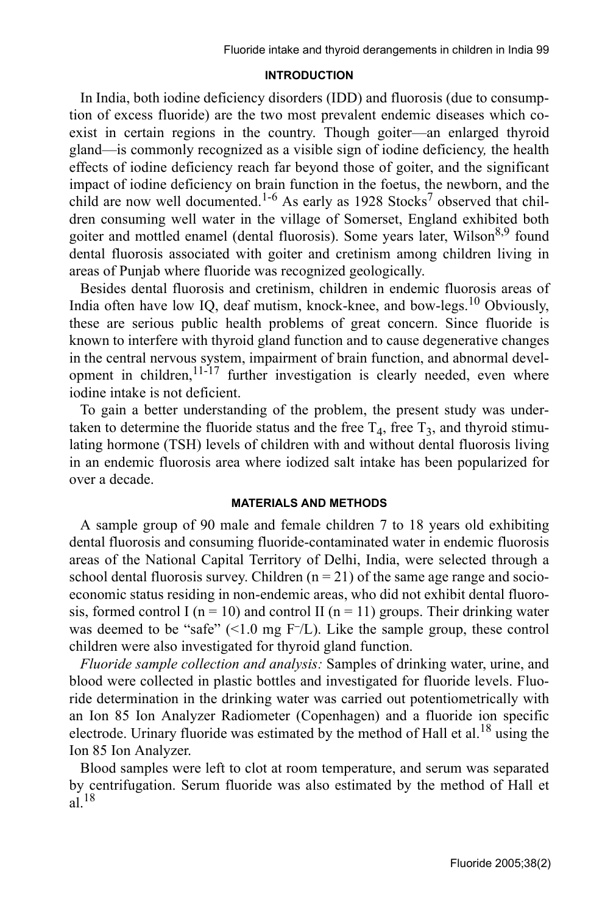## INTRODUCTION

In India, both iodine deficiency disorders (IDD) and fluorosis (due to consumption of excess fluoride) are the two most prevalent endemic diseases which coexist in certain regions in the country. Though goiter—an enlarged thyroid gland—is commonly recognized as a visible sign of iodine deficiency*,* the health effects of iodine deficiency reach far beyond those of goiter, and the significant impact of iodine deficiency on brain function in the foetus, the newborn, and the child are now well documented.[1-6] As early as 1928 Stocks[7] observed that children consuming well water in the village of Somerset, England exhibited both goiter and mottled enamel (dental fluorosis). Some years later, Wilson[8,9] found dental fluorosis associated with goiter and cretinism among children living in areas of Punjab where fluoride was recognized geologically.

Besides dental fluorosis and cretinism, children in endemic fluorosis areas of India often have low IQ, deaf mutism, knock-knee, and bow-legs.[10] Obviously, these are serious public health problems of great concern. Since fluoride is known to interfere with thyroid gland function and to cause degenerative changes in the central nervous system, impairment of brain function, and abnormal development in children,[11-17] further investigation is clearly needed, even where iodine intake is not deficient.

To gain a better understanding of the problem, the present study was undertaken to determine the fluoride status and the free $T_4$, free $T_3$, and thyroid stimulating hormone (TSH) levels of children with and without dental fluorosis living in an endemic fluorosis area where iodized salt intake has been popularized for over a decade.

## MATERIALS AND METHODS

A sample group of 90 male and female children 7 to 18 years old exhibiting dental fluorosis and consuming fluoride-contaminated water in endemic fluorosis areas of the National Capital Territory of Delhi, India, were selected through a school dental fluorosis survey. Children (n = 21) of the same age range and socioeconomic status residing in non-endemic areas, who did not exhibit dental fluorosis, formed control I (n = 10) and control II (n = 11) groups. Their drinking water was deemed to be "safe" (<1.0 mg $F^-$/L). Like the sample group, these control children were also investigated for thyroid gland function.

*Fluoride sample collection and analysis:* Samples of drinking water, urine, and blood were collected in plastic bottles and investigated for fluoride levels. Fluoride determination in the drinking water was carried out potentiometrically with an Ion 85 Ion Analyzer Radiometer (Copenhagen) and a fluoride ion specific electrode. Urinary fluoride was estimated by the method of Hall et al.[18] using the Ion 85 Ion Analyzer.

Blood samples were left to clot at room temperature, and serum was separated by centrifugation. Serum fluoride was also estimated by the method of Hall et al.[18]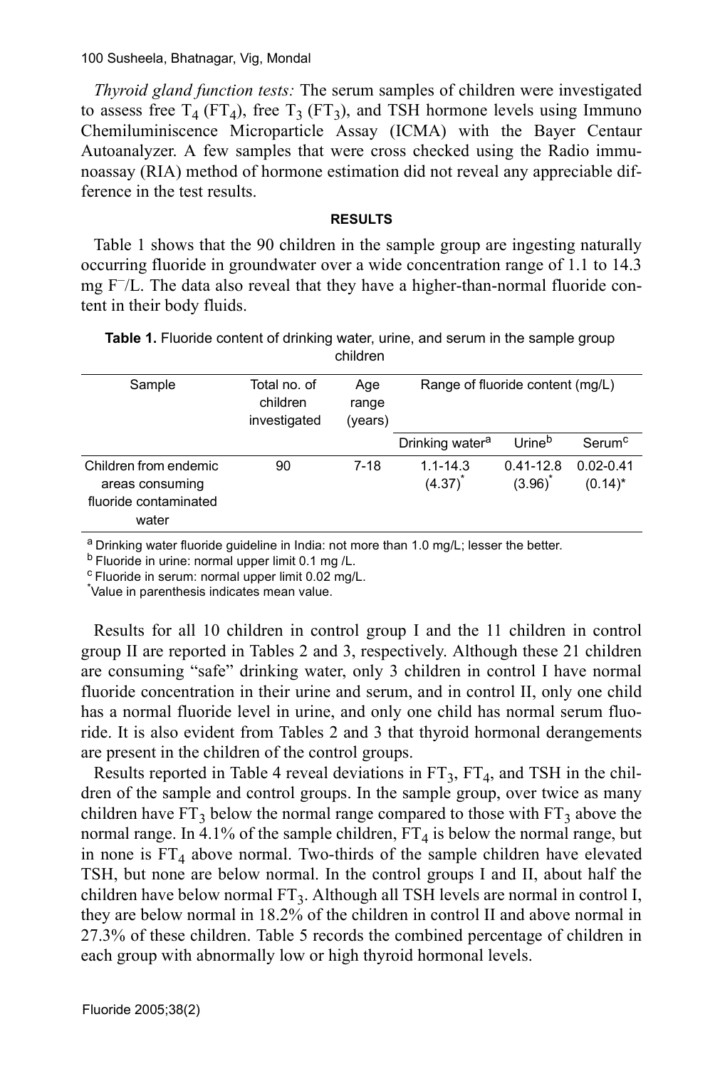*Thyroid gland function tests:* The serum samples of children were investigated to assess free $T_4$ ($FT_4$), free $T_3$ ($FT_3$), and TSH hormone levels using Immuno Chemiluminiscence Microparticle Assay (ICMA) with the Bayer Centaur Autoanalyzer. A few samples that were cross checked using the Radio immunoassay (RIA) method of hormone estimation did not reveal any appreciable difference in the test results.

## RESULTS

Table 1 shows that the 90 children in the sample group are ingesting naturally occurring fluoride in groundwater over a wide concentration range of 1.1 to 14.3 mg $F^-$/L. The data also reveal that they have a higher-than-normal fluoride content in their body fluids.

**Table 1.** Fluoride content of drinking water, urine, and serum in the sample group children

| Sample | Total no. of children investigated | Age range (years) | Range of fluoride content (mg/L) | | |
|---|---|---|---|---|---|
| | | | Drinking water[a] | Urine[b] | Serum[c] |
| Children from endemic areas consuming fluoride contaminated water | 90 | 7-18 | 1.1-14.3 (4.37)* | 0.41-12.8 (3.96)* | 0.02-0.41 (0.14)* |

[a] Drinking water fluoride guideline in India: not more than 1.0 mg/L; lesser the better.
[b] Fluoride in urine: normal upper limit 0.1 mg /L.
[c] Fluoride in serum: normal upper limit 0.02 mg/L.
*Value in parenthesis indicates mean value.

Results for all 10 children in control group I and the 11 children in control group II are reported in Tables 2 and 3, respectively. Although these 21 children are consuming "safe" drinking water, only 3 children in control I have normal fluoride concentration in their urine and serum, and in control II, only one child has a normal fluoride level in urine, and only one child has normal serum fluoride. It is also evident from Tables 2 and 3 that thyroid hormonal derangements are present in the children of the control groups.

Results reported in Table 4 reveal deviations in $FT_3$, $FT_4$, and TSH in the children of the sample and control groups. In the sample group, over twice as many children have $FT_3$ below the normal range compared to those with $FT_3$ above the normal range. In 4.1% of the sample children, $FT_4$ is below the normal range, but in none is $FT_4$ above normal. Two-thirds of the sample children have elevated TSH, but none are below normal. In the control groups I and II, about half the children have below normal $FT_3$. Although all TSH levels are normal in control I, they are below normal in 18.2% of the children in control II and above normal in 27.3% of these children. Table 5 records the combined percentage of children in each group with abnormally low or high thyroid hormonal levels.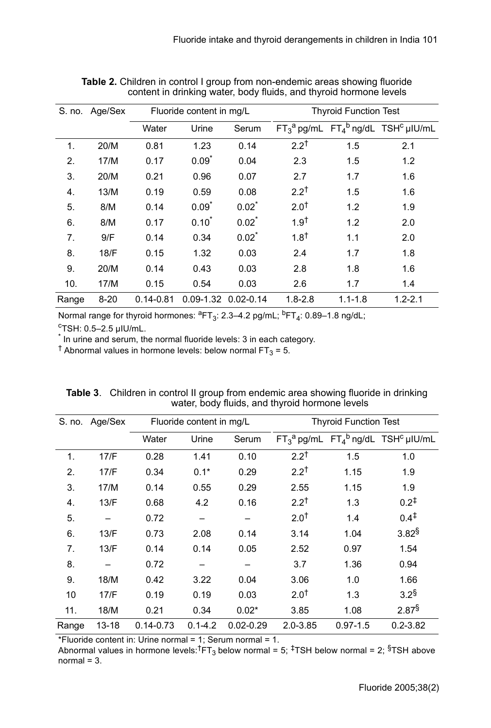**Table 2.** Children in control I group from non-endemic areas showing fluoride content in drinking water, body fluids, and thyroid hormone levels

| S. no. | Age/Sex | Fluoride content in mg/L | | | Thyroid Function Test | | |
|---|---|---|---|---|---|---|---|
| | | Water | Urine | Serum | $FT_3$[a] pg/mL | $FT_4$[b] ng/dL | TSH[c] μIU/mL |
| 1. | 20/M | 0.81 | 1.23 | 0.14 | 2.2[†] | 1.5 | 2.1 |
| 2. | 17/M | 0.17 | 0.09[*] | 0.04 | 2.3 | 1.5 | 1.2 |
| 3. | 20/M | 0.21 | 0.96 | 0.07 | 2.7 | 1.7 | 1.6 |
| 4. | 13/M | 0.19 | 0.59 | 0.08 | 2.2[†] | 1.5 | 1.6 |
| 5. | 8/M | 0.14 | 0.09[*] | 0.02[*] | 2.0[†] | 1.2 | 1.9 |
| 6. | 8/M | 0.17 | 0.10[*] | 0.02[*] | 1.9[†] | 1.2 | 2.0 |
| 7. | 9/F | 0.14 | 0.34 | 0.02[*] | 1.8[†] | 1.1 | 2.0 |
| 8. | 18/F | 0.15 | 1.32 | 0.03 | 2.4 | 1.7 | 1.8 |
| 9. | 20/M | 0.14 | 0.43 | 0.03 | 2.8 | 1.8 | 1.6 |
| 10. | 17/M | 0.15 | 0.54 | 0.03 | 2.6 | 1.7 | 1.4 |
| Range | 8-20 | 0.14-0.81 | 0.09-1.32 | 0.02-0.14 | 1.8-2.8 | 1.1-1.8 | 1.2-2.1 |

Normal range for thyroid hormones: [a]$FT_3$: 2.3–4.2 pg/mL; [b]$FT_4$: 0.89–1.8 ng/dL;
[c]TSH: 0.5–2.5 μIU/mL.
[*] In urine and serum, the normal fluoride levels: 3 in each category.
[†] Abnormal values in hormone levels: below normal $FT_3$ = 5.

**Table 3**. Children in control II group from endemic area showing fluoride in drinking water, body fluids, and thyroid hormone levels

| S. no. | Age/Sex | Fluoride content in mg/L | | | Thyroid Function Test | | |
|---|---|---|---|---|---|---|---|
| | | Water | Urine | Serum | $FT_3$[a] pg/mL | $FT_4$[b] ng/dL | TSH[c] μIU/mL |
| 1. | 17/F | 0.28 | 1.41 | 0.10 | 2.2[†] | 1.5 | 1.0 |
| 2. | 17/F | 0.34 | 0.1* | 0.29 | 2.2[†] | 1.15 | 1.9 |
| 3. | 17/M | 0.14 | 0.55 | 0.29 | 2.55 | 1.15 | 1.9 |
| 4. | 13/F | 0.68 | 4.2 | 0.16 | 2.2[†] | 1.3 | 0.2[‡] |
| 5. | – | 0.72 | – | – | 2.0[†] | 1.4 | 0.4[‡] |
| 6. | 13/F | 0.73 | 2.08 | 0.14 | 3.14 | 1.04 | 3.82[§] |
| 7. | 13/F | 0.14 | 0.14 | 0.05 | 2.52 | 0.97 | 1.54 |
| 8. | – | 0.72 | – | – | 3.7 | 1.36 | 0.94 |
| 9. | 18/M | 0.42 | 3.22 | 0.04 | 3.06 | 1.0 | 1.66 |
| 10 | 17/F | 0.19 | 0.19 | 0.03 | 2.0[†] | 1.3 | 3.2[§] |
| 11. | 18/M | 0.21 | 0.34 | 0.02* | 3.85 | 1.08 | 2.87[§] |
| Range | 13-18 | 0.14-0.73 | 0.1-4.2 | 0.02-0.29 | 2.0-3.85 | 0.97-1.5 | 0.2-3.82 |

*Fluoride content in: Urine normal = 1; Serum normal = 1.
Abnormal values in hormone levels:[†]$FT_3$ below normal = 5; [‡]TSH below normal = 2; [§]TSH above normal = 3.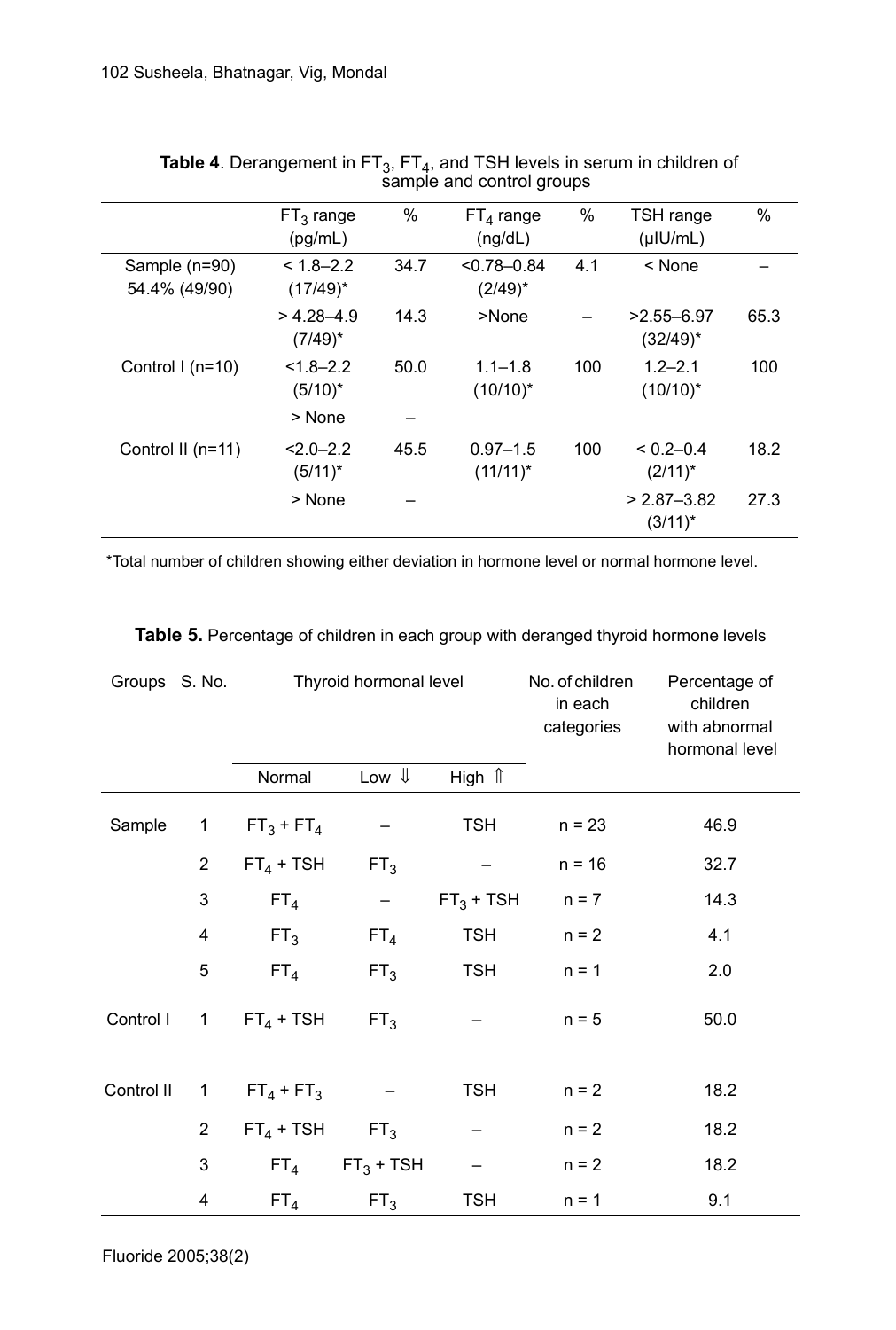**Table 4**. Derangement in $FT_3$, $FT_4$, and TSH levels in serum in children of sample and control groups

| | $FT_3$ range (pg/mL) | % | $FT_4$ range (ng/dL) | % | TSH range (μIU/mL) | % |
|---|---|---|---|---|---|---|
| Sample (n=90) 54.4% (49/90) | < 1.8–2.2 (17/49)* | 34.7 | <0.78–0.84 (2/49)* | 4.1 | < None | – |
| | > 4.28–4.9 (7/49)* | 14.3 | >None | – | >2.55–6.97 (32/49)* | 65.3 |
| Control I (n=10) | <1.8–2.2 (5/10)* | 50.0 | 1.1–1.8 (10/10)* | 100 | 1.2–2.1 (10/10)* | 100 |
| | > None | – | | | | |
| Control II (n=11) | <2.0–2.2 (5/11)* | 45.5 | 0.97–1.5 (11/11)* | 100 | < 0.2–0.4 (2/11)* | 18.2 |
| | > None | – | | | > 2.87–3.82 (3/11)* | 27.3 |

*Total number of children showing either deviation in hormone level or normal hormone level.

**Table 5.** Percentage of children in each group with deranged thyroid hormone levels

| Groups | S. No. | Thyroid hormonal level | | | No. of children in each categories | Percentage of children with abnormal hormonal level |
|---|---|---|---|---|---|---|
| | | Normal | Low ⇓ | High ⇑ | | |
| Sample | 1 | $FT_3$ + $FT_4$ | – | TSH | n = 23 | 46.9 |
| | 2 | $FT_4$ + TSH | $FT_3$ | – | n = 16 | 32.7 |
| | 3 | $FT_4$ | – | $FT_3$ + TSH | n = 7 | 14.3 |
| | 4 | $FT_3$ | $FT_4$ | TSH | n = 2 | 4.1 |
| | 5 | $FT_4$ | $FT_3$ | TSH | n = 1 | 2.0 |
| Control I | 1 | $FT_4$ + TSH | $FT_3$ | – | n = 5 | 50.0 |
| Control II | 1 | $FT_4$ + $FT_3$ | – | TSH | n = 2 | 18.2 |
| | 2 | $FT_4$ + TSH | $FT_3$ | – | n = 2 | 18.2 |
| | 3 | $FT_4$ | $FT_3$ + TSH | – | n = 2 | 18.2 |
| | 4 | $FT_4$ | $FT_3$ | TSH | n = 1 | 9.1 |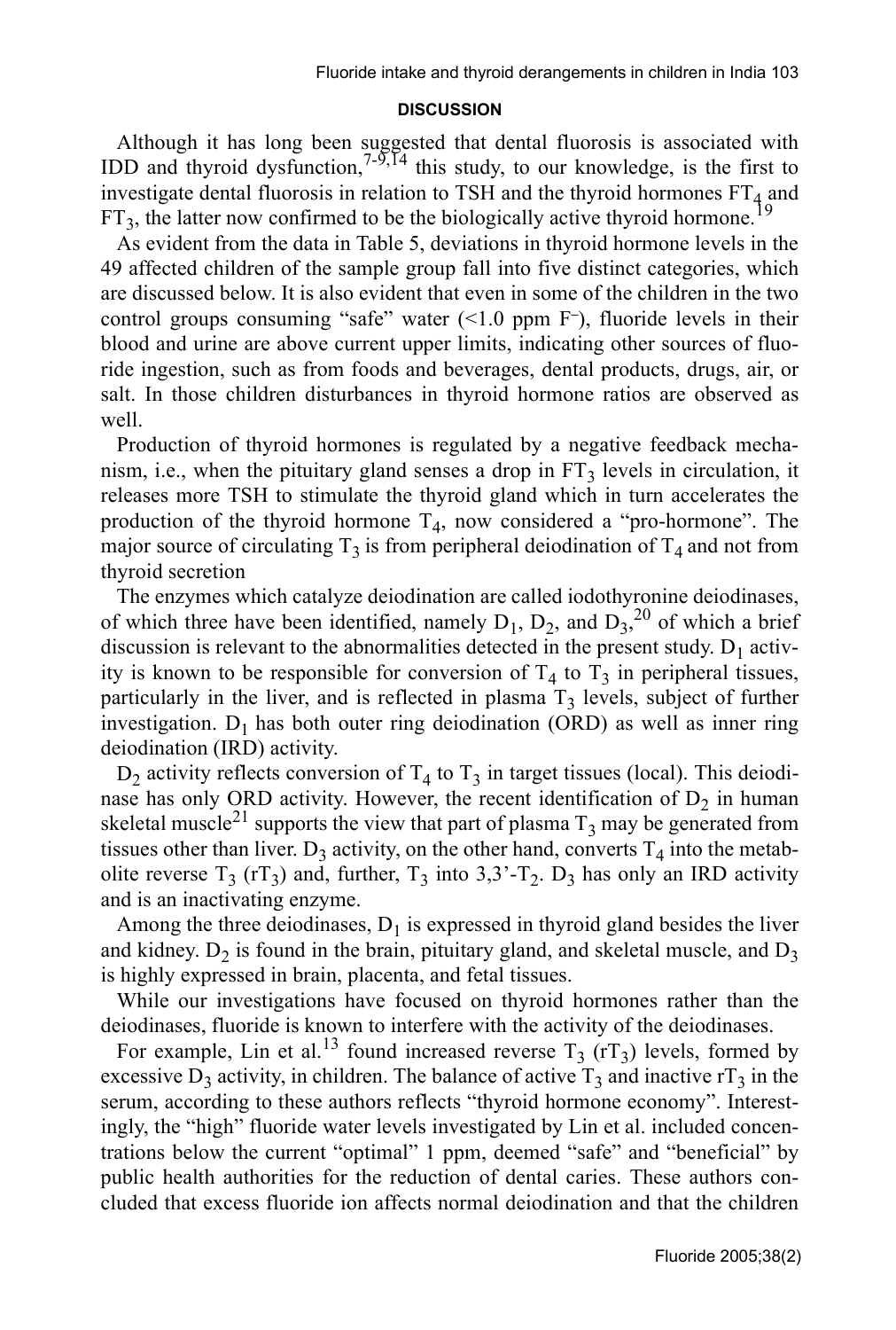## DISCUSSION

Although it has long been suggested that dental fluorosis is associated with IDD and thyroid dysfunction,[7-9,14] this study, to our knowledge, is the first to investigate dental fluorosis in relation to TSH and the thyroid hormones $FT_4$ and $FT_3$, the latter now confirmed to be the biologically active thyroid hormone.[19]

As evident from the data in Table 5, deviations in thyroid hormone levels in the 49 affected children of the sample group fall into five distinct categories, which are discussed below. It is also evident that even in some of the children in the two control groups consuming "safe" water (<1.0 ppm $F^-$), fluoride levels in their blood and urine are above current upper limits, indicating other sources of fluoride ingestion, such as from foods and beverages, dental products, drugs, air, or salt. In those children disturbances in thyroid hormone ratios are observed as well.

Production of thyroid hormones is regulated by a negative feedback mechanism, i.e., when the pituitary gland senses a drop in $FT_3$ levels in circulation, it releases more TSH to stimulate the thyroid gland which in turn accelerates the production of the thyroid hormone $T_4$, now considered a "pro-hormone". The major source of circulating $T_3$ is from peripheral deiodination of $T_4$ and not from thyroid secretion

The enzymes which catalyze deiodination are called iodothyronine deiodinases, of which three have been identified, namely $D_1$, $D_2$, and $D_3$,[20] of which a brief discussion is relevant to the abnormalities detected in the present study. $D_1$ activity is known to be responsible for conversion of $T_4$ to $T_3$ in peripheral tissues, particularly in the liver, and is reflected in plasma $T_3$ levels, subject of further investigation. $D_1$ has both outer ring deiodination (ORD) as well as inner ring deiodination (IRD) activity.

$D_2$ activity reflects conversion of $T_4$ to $T_3$ in target tissues (local). This deiodinase has only ORD activity. However, the recent identification of $D_2$ in human skeletal muscle[21] supports the view that part of plasma $T_3$ may be generated from tissues other than liver. $D_3$ activity, on the other hand, converts $T_4$ into the metabolite reverse $T_3$ ($rT_3$) and, further, $T_3$ into 3,3'-$T_2$. $D_3$ has only an IRD activity and is an inactivating enzyme.

Among the three deiodinases, $D_1$ is expressed in thyroid gland besides the liver and kidney. $D_2$ is found in the brain, pituitary gland, and skeletal muscle, and $D_3$ is highly expressed in brain, placenta, and fetal tissues.

While our investigations have focused on thyroid hormones rather than the deiodinases, fluoride is known to interfere with the activity of the deiodinases.

For example, Lin et al.[13] found increased reverse $T_3$ ($rT_3$) levels, formed by excessive $D_3$ activity, in children. The balance of active $T_3$ and inactive $rT_3$ in the serum, according to these authors reflects "thyroid hormone economy". Interestingly, the "high" fluoride water levels investigated by Lin et al. included concentrations below the current "optimal" 1 ppm, deemed "safe" and "beneficial" by public health authorities for the reduction of dental caries. These authors concluded that excess fluoride ion affects normal deiodination and that the children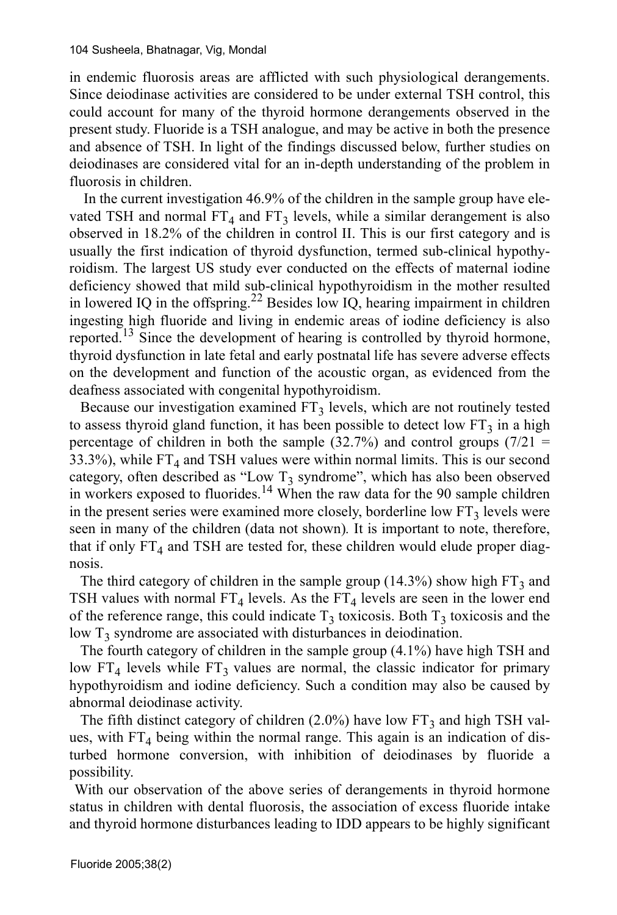in endemic fluorosis areas are afflicted with such physiological derangements. Since deiodinase activities are considered to be under external TSH control, this could account for many of the thyroid hormone derangements observed in the present study. Fluoride is a TSH analogue, and may be active in both the presence and absence of TSH. In light of the findings discussed below, further studies on deiodinases are considered vital for an in-depth understanding of the problem in fluorosis in children.

In the current investigation 46.9% of the children in the sample group have elevated TSH and normal $FT_4$ and $FT_3$ levels, while a similar derangement is also observed in 18.2% of the children in control II. This is our first category and is usually the first indication of thyroid dysfunction, termed sub-clinical hypothyroidism. The largest US study ever conducted on the effects of maternal iodine deficiency showed that mild sub-clinical hypothyroidism in the mother resulted in lowered IQ in the offspring.[22] Besides low IQ, hearing impairment in children ingesting high fluoride and living in endemic areas of iodine deficiency is also reported.[13] Since the development of hearing is controlled by thyroid hormone, thyroid dysfunction in late fetal and early postnatal life has severe adverse effects on the development and function of the acoustic organ, as evidenced from the deafness associated with congenital hypothyroidism.

Because our investigation examined $FT_3$ levels, which are not routinely tested to assess thyroid gland function, it has been possible to detect low $FT_3$ in a high percentage of children in both the sample (32.7%) and control groups (7/21 = 33.3%), while $FT_4$ and TSH values were within normal limits. This is our second category, often described as "Low $T_3$ syndrome", which has also been observed in workers exposed to fluorides.[14] When the raw data for the 90 sample children in the present series were examined more closely, borderline low $FT_3$ levels were seen in many of the children (data not shown). It is important to note, therefore, that if only $FT_4$ and TSH are tested for, these children would elude proper diagnosis.

The third category of children in the sample group (14.3%) show high $FT_3$ and TSH values with normal $FT_4$ levels. As the $FT_4$ levels are seen in the lower end of the reference range, this could indicate $T_3$ toxicosis. Both $T_3$ toxicosis and the low $T_3$ syndrome are associated with disturbances in deiodination.

The fourth category of children in the sample group (4.1%) have high TSH and low $FT_4$ levels while $FT_3$ values are normal, the classic indicator for primary hypothyroidism and iodine deficiency. Such a condition may also be caused by abnormal deiodinase activity.

The fifth distinct category of children (2.0%) have low $FT_3$ and high TSH values, with $FT_4$ being within the normal range. This again is an indication of disturbed hormone conversion, with inhibition of deiodinases by fluoride a possibility.

With our observation of the above series of derangements in thyroid hormone status in children with dental fluorosis, the association of excess fluoride intake and thyroid hormone disturbances leading to IDD appears to be highly significant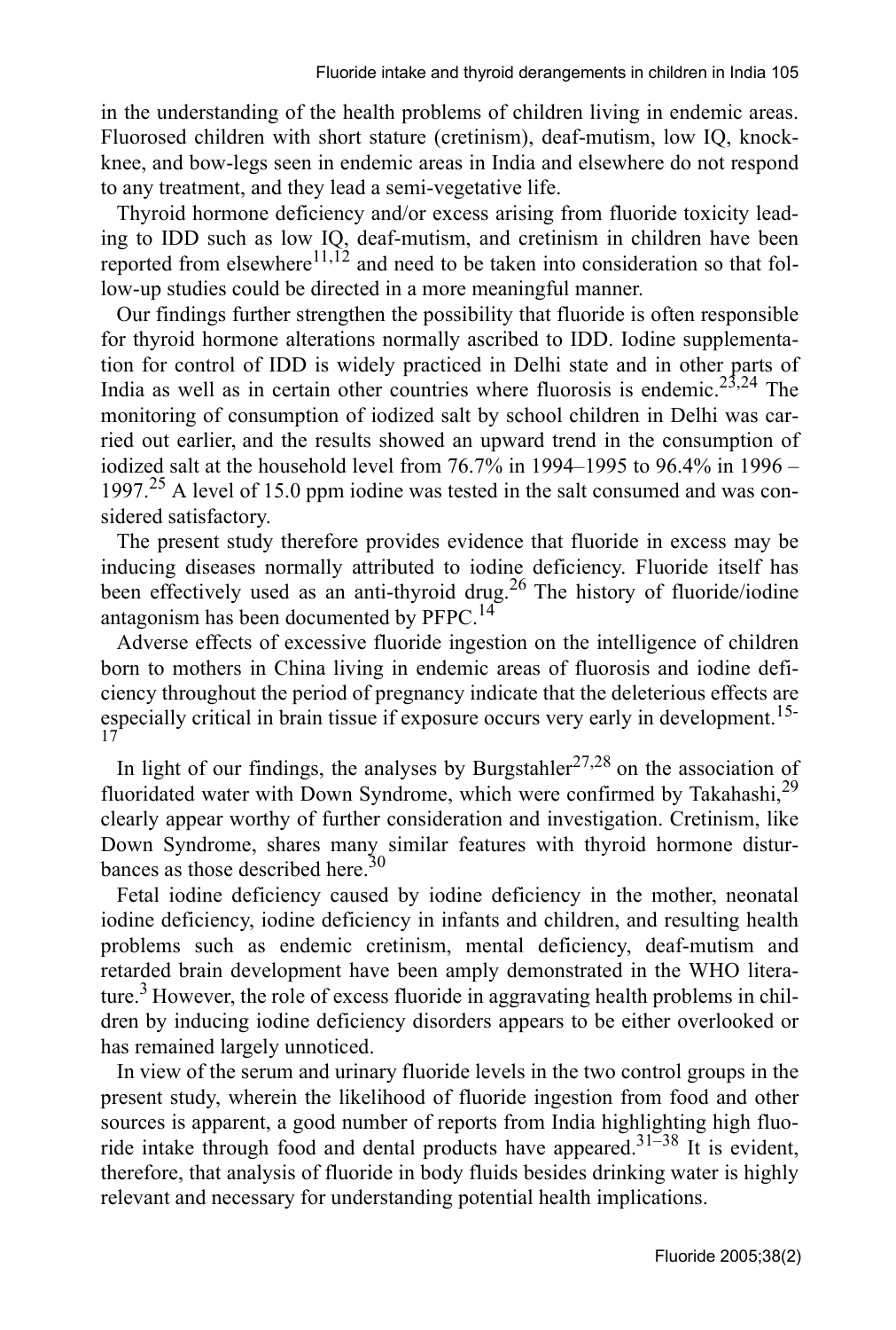in the understanding of the health problems of children living in endemic areas. Fluorosed children with short stature (cretinism), deaf-mutism, low IQ, knock-knee, and bow-legs seen in endemic areas in India and elsewhere do not respond to any treatment, and they lead a semi-vegetative life.

Thyroid hormone deficiency and/or excess arising from fluoride toxicity leading to IDD such as low IQ, deaf-mutism, and cretinism in children have been reported from elsewhere[11,12] and need to be taken into consideration so that follow-up studies could be directed in a more meaningful manner.

Our findings further strengthen the possibility that fluoride is often responsible for thyroid hormone alterations normally ascribed to IDD. Iodine supplementation for control of IDD is widely practiced in Delhi state and in other parts of India as well as in certain other countries where fluorosis is endemic.[23,24] The monitoring of consumption of iodized salt by school children in Delhi was carried out earlier, and the results showed an upward trend in the consumption of iodized salt at the household level from 76.7% in 1994–1995 to 96.4% in 1996 – 1997.[25] A level of 15.0 ppm iodine was tested in the salt consumed and was considered satisfactory.

The present study therefore provides evidence that fluoride in excess may be inducing diseases normally attributed to iodine deficiency. Fluoride itself has been effectively used as an anti-thyroid drug.[26] The history of fluoride/iodine antagonism has been documented by PFPC.[14]

Adverse effects of excessive fluoride ingestion on the intelligence of children born to mothers in China living in endemic areas of fluorosis and iodine deficiency throughout the period of pregnancy indicate that the deleterious effects are especially critical in brain tissue if exposure occurs very early in development.[15-17]

In light of our findings, the analyses by Burgstahler[27,28] on the association of fluoridated water with Down Syndrome, which were confirmed by Takahashi,[29] clearly appear worthy of further consideration and investigation. Cretinism, like Down Syndrome, shares many similar features with thyroid hormone disturbances as those described here.[30]

Fetal iodine deficiency caused by iodine deficiency in the mother, neonatal iodine deficiency, iodine deficiency in infants and children, and resulting health problems such as endemic cretinism, mental deficiency, deaf-mutism and retarded brain development have been amply demonstrated in the WHO literature.[3] However, the role of excess fluoride in aggravating health problems in children by inducing iodine deficiency disorders appears to be either overlooked or has remained largely unnoticed.

In view of the serum and urinary fluoride levels in the two control groups in the present study, wherein the likelihood of fluoride ingestion from food and other sources is apparent, a good number of reports from India highlighting high fluoride intake through food and dental products have appeared.[31–38] It is evident, therefore, that analysis of fluoride in body fluids besides drinking water is highly relevant and necessary for understanding potential health implications.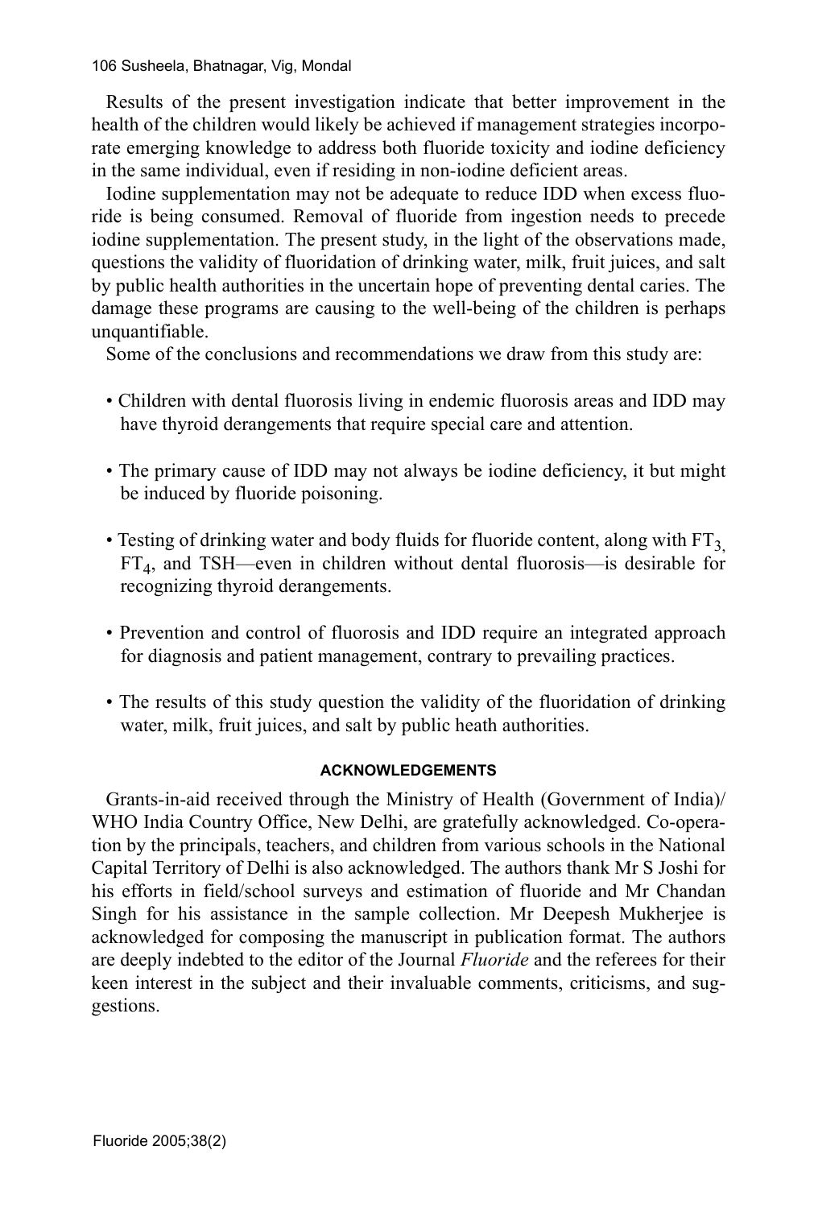Results of the present investigation indicate that better improvement in the health of the children would likely be achieved if management strategies incorporate emerging knowledge to address both fluoride toxicity and iodine deficiency in the same individual, even if residing in non-iodine deficient areas.

Iodine supplementation may not be adequate to reduce IDD when excess fluoride is being consumed. Removal of fluoride from ingestion needs to precede iodine supplementation. The present study, in the light of the observations made, questions the validity of fluoridation of drinking water, milk, fruit juices, and salt by public health authorities in the uncertain hope of preventing dental caries. The damage these programs are causing to the well-being of the children is perhaps unquantifiable.

Some of the conclusions and recommendations we draw from this study are:

- Children with dental fluorosis living in endemic fluorosis areas and IDD may have thyroid derangements that require special care and attention.

- The primary cause of IDD may not always be iodine deficiency, it but might be induced by fluoride poisoning.

- Testing of drinking water and body fluids for fluoride content, along with $FT_3$, $FT_4$, and TSH—even in children without dental fluorosis—is desirable for recognizing thyroid derangements.

- Prevention and control of fluorosis and IDD require an integrated approach for diagnosis and patient management, contrary to prevailing practices.

- The results of this study question the validity of the fluoridation of drinking water, milk, fruit juices, and salt by public heath authorities.

## ACKNOWLEDGEMENTS

Grants-in-aid received through the Ministry of Health (Government of India)/ WHO India Country Office, New Delhi, are gratefully acknowledged. Co-operation by the principals, teachers, and children from various schools in the National Capital Territory of Delhi is also acknowledged. The authors thank Mr S Joshi for his efforts in field/school surveys and estimation of fluoride and Mr Chandan Singh for his assistance in the sample collection. Mr Deepesh Mukherjee is acknowledged for composing the manuscript in publication format. The authors are deeply indebted to the editor of the Journal *Fluoride* and the referees for their keen interest in the subject and their invaluable comments, criticisms, and suggestions.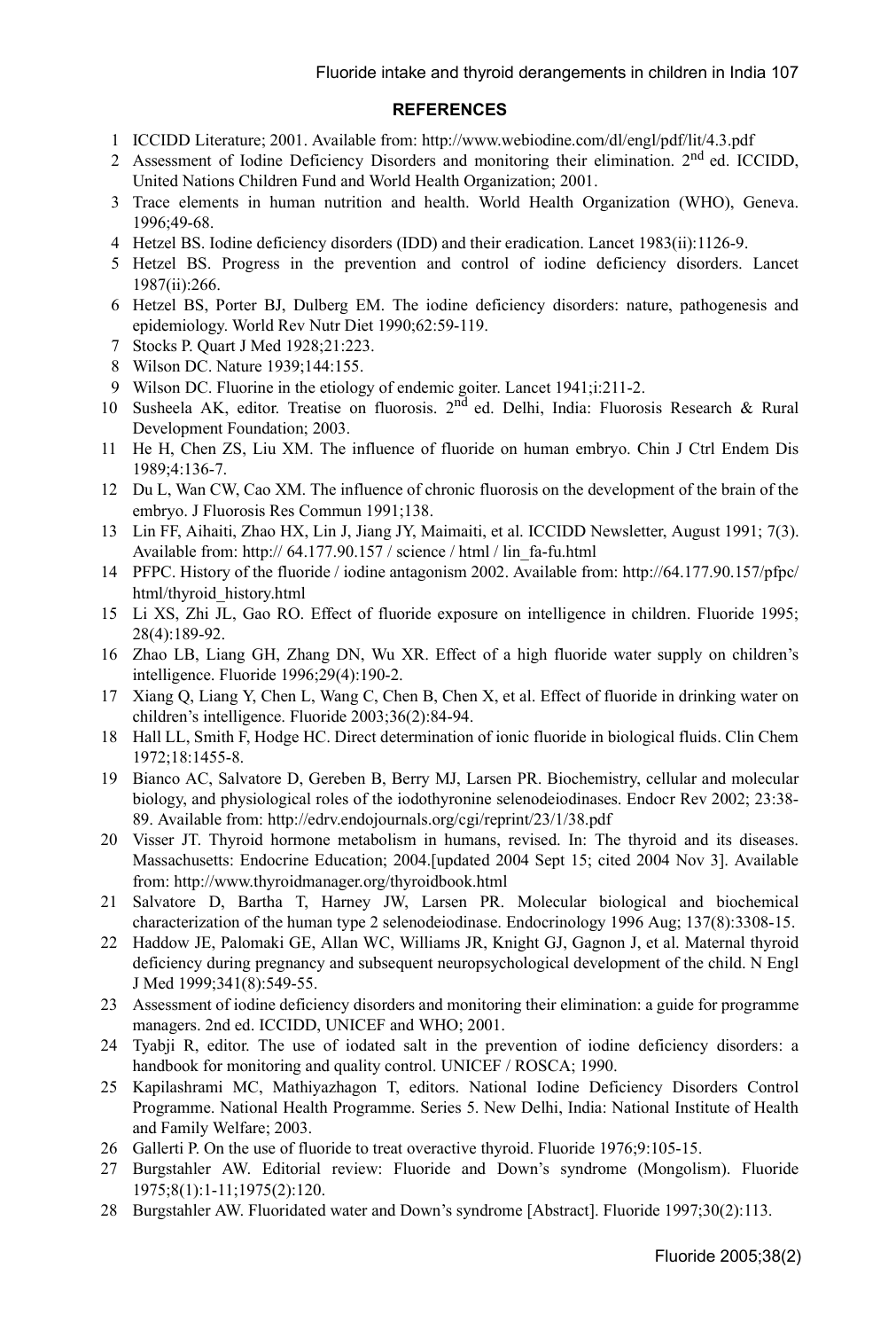## REFERENCES

1. ICCIDD Literature; 2001. Available from: http://www.webiodine.com/dl/engl/pdf/lit/4.3.pdf
2. Assessment of Iodine Deficiency Disorders and monitoring their elimination. 2nd ed. ICCIDD, United Nations Children Fund and World Health Organization; 2001.
3. Trace elements in human nutrition and health. World Health Organization (WHO), Geneva. 1996;49-68.
4. Hetzel BS. Iodine deficiency disorders (IDD) and their eradication. Lancet 1983(ii):1126-9.
5. Hetzel BS. Progress in the prevention and control of iodine deficiency disorders. Lancet 1987(ii):266.
6. Hetzel BS, Porter BJ, Dulberg EM. The iodine deficiency disorders: nature, pathogenesis and epidemiology. World Rev Nutr Diet 1990;62:59-119.
7. Stocks P. Quart J Med 1928;21:223.
8. Wilson DC. Nature 1939;144:155.
9. Wilson DC. Fluorine in the etiology of endemic goiter. Lancet 1941;i:211-2.
10. Susheela AK, editor. Treatise on fluorosis. 2nd ed. Delhi, India: Fluorosis Research & Rural Development Foundation; 2003.
11. He H, Chen ZS, Liu XM. The influence of fluoride on human embryo. Chin J Ctrl Endem Dis 1989;4:136-7.
12. Du L, Wan CW, Cao XM. The influence of chronic fluorosis on the development of the brain of the embryo. J Fluorosis Res Commun 1991;138.
13. Lin FF, Aihaiti, Zhao HX, Lin J, Jiang JY, Maimaiti, et al. ICCIDD Newsletter, August 1991; 7(3). Available from: http:// 64.177.90.157 / science / html / lin_fa-fu.html
14. PFPC. History of the fluoride / iodine antagonism 2002. Available from: http://64.177.90.157/pfpc/html/thyroid_history.html
15. Li XS, Zhi JL, Gao RO. Effect of fluoride exposure on intelligence in children. Fluoride 1995; 28(4):189-92.
16. Zhao LB, Liang GH, Zhang DN, Wu XR. Effect of a high fluoride water supply on children's intelligence. Fluoride 1996;29(4):190-2.
17. Xiang Q, Liang Y, Chen L, Wang C, Chen B, Chen X, et al. Effect of fluoride in drinking water on children's intelligence. Fluoride 2003;36(2):84-94.
18. Hall LL, Smith F, Hodge HC. Direct determination of ionic fluoride in biological fluids. Clin Chem 1972;18:1455-8.
19. Bianco AC, Salvatore D, Gereben B, Berry MJ, Larsen PR. Biochemistry, cellular and molecular biology, and physiological roles of the iodothyronine selenodeiodinases. Endocr Rev 2002; 23:38-89. Available from: http://edrv.endojournals.org/cgi/reprint/23/1/38.pdf
20. Visser JT. Thyroid hormone metabolism in humans, revised. In: The thyroid and its diseases. Massachusetts: Endocrine Education; 2004.[updated 2004 Sept 15; cited 2004 Nov 3]. Available from: http://www.thyroidmanager.org/thyroidbook.html
21. Salvatore D, Bartha T, Harney JW, Larsen PR. Molecular biological and biochemical characterization of the human type 2 selenodeiodinase. Endocrinology 1996 Aug; 137(8):3308-15.
22. Haddow JE, Palomaki GE, Allan WC, Williams JR, Knight GJ, Gagnon J, et al. Maternal thyroid deficiency during pregnancy and subsequent neuropsychological development of the child. N Engl J Med 1999;341(8):549-55.
23. Assessment of iodine deficiency disorders and monitoring their elimination: a guide for programme managers. 2nd ed. ICCIDD, UNICEF and WHO; 2001.
24. Tyabji R, editor. The use of iodated salt in the prevention of iodine deficiency disorders: a handbook for monitoring and quality control. UNICEF / ROSCA; 1990.
25. Kapilashrami MC, Mathiyazhagon T, editors. National Iodine Deficiency Disorders Control Programme. National Health Programme. Series 5. New Delhi, India: National Institute of Health and Family Welfare; 2003.
26. Gallerti P. On the use of fluoride to treat overactive thyroid. Fluoride 1976;9:105-15.
27. Burgstahler AW. Editorial review: Fluoride and Down's syndrome (Mongolism). Fluoride 1975;8(1):1-11;1975(2):120.
28. Burgstahler AW. Fluoridated water and Down's syndrome [Abstract]. Fluoride 1997;30(2):113.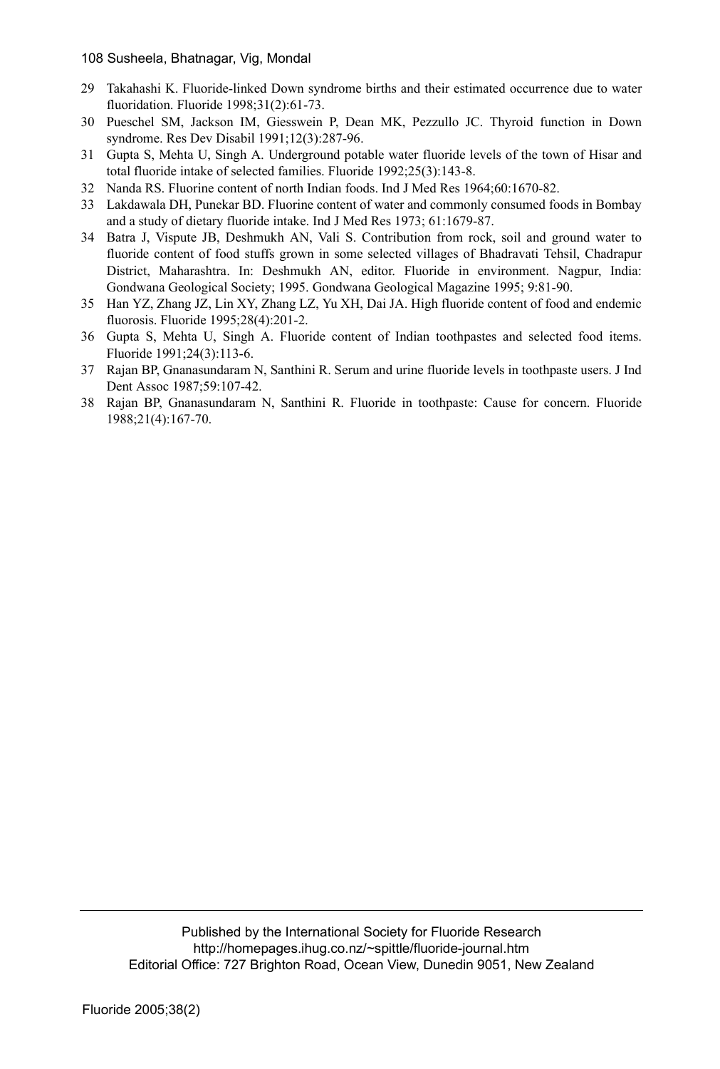29 Takahashi K. Fluoride-linked Down syndrome births and their estimated occurrence due to water fluoridation. Fluoride 1998;31(2):61-73.

30 Pueschel SM, Jackson IM, Giesswein P, Dean MK, Pezzullo JC. Thyroid function in Down syndrome. Res Dev Disabil 1991;12(3):287-96.

31 Gupta S, Mehta U, Singh A. Underground potable water fluoride levels of the town of Hisar and total fluoride intake of selected families. Fluoride 1992;25(3):143-8.

32 Nanda RS. Fluorine content of north Indian foods. Ind J Med Res 1964;60:1670-82.

33 Lakdawala DH, Punekar BD. Fluorine content of water and commonly consumed foods in Bombay and a study of dietary fluoride intake. Ind J Med Res 1973; 61:1679-87.

34 Batra J, Vispute JB, Deshmukh AN, Vali S. Contribution from rock, soil and ground water to fluoride content of food stuffs grown in some selected villages of Bhadravati Tehsil, Chadrapur District, Maharashtra. In: Deshmukh AN, editor. Fluoride in environment. Nagpur, India: Gondwana Geological Society; 1995. Gondwana Geological Magazine 1995; 9:81-90.

35 Han YZ, Zhang JZ, Lin XY, Zhang LZ, Yu XH, Dai JA. High fluoride content of food and endemic fluorosis. Fluoride 1995;28(4):201-2.

36 Gupta S, Mehta U, Singh A. Fluoride content of Indian toothpastes and selected food items. Fluoride 1991;24(3):113-6.

37 Rajan BP, Gnanasundaram N, Santhini R. Serum and urine fluoride levels in toothpaste users. J Ind Dent Assoc 1987;59:107-42.

38 Rajan BP, Gnanasundaram N, Santhini R. Fluoride in toothpaste: Cause for concern. Fluoride 1988;21(4):167-70.

Published by the International Society for Fluoride Research
http://homepages.ihug.co.nz/~spittle/fluoride-journal.htm
Editorial Office: 727 Brighton Road, Ocean View, Dunedin 9051, New Zealand